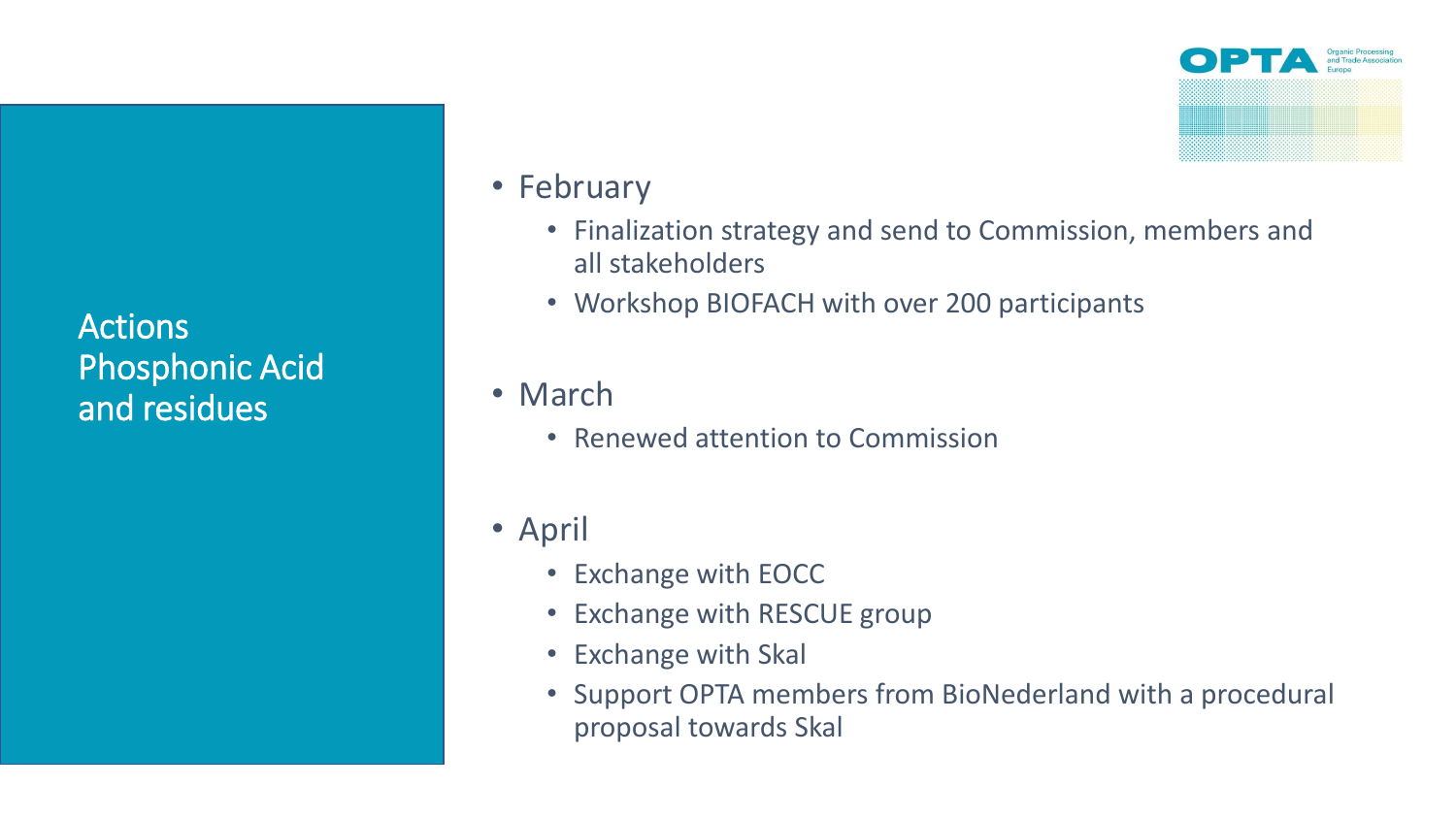# Actions Phosphonic Acid and residues

- February
  - Finalization strategy and send to Commission, members and all stakeholders
  - Workshop BIOFACH with over 200 participants
- March
  - Renewed attention to Commission
- April
  - Exchange with EOCC
  - Exchange with RESCUE group
  - Exchange with Skal
  - Support OPTA members from BioNederland with a procedural proposal towards Skal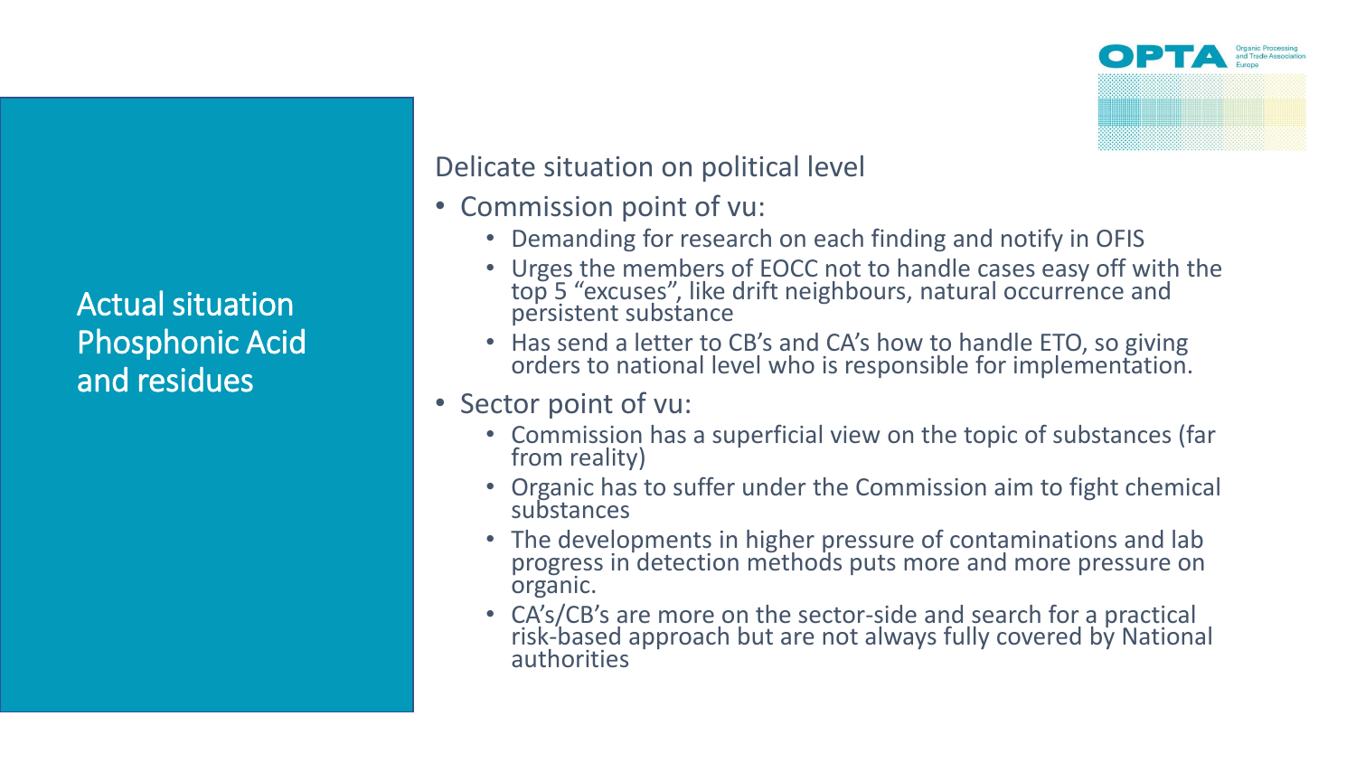# Actual situation Phosphonic Acid and residues

Delicate situation on political level

- Commission point of vu:
  - Demanding for research on each finding and notify in OFIS
  - Urges the members of EOCC not to handle cases easy off with the top 5 "excuses", like drift neighbours, natural occurrence and persistent substance
  - Has send a letter to CB's and CA's how to handle ETO, so giving orders to national level who is responsible for implementation.
- Sector point of vu:
  - Commission has a superficial view on the topic of substances (far from reality)
  - Organic has to suffer under the Commission aim to fight chemical substances
  - The developments in higher pressure of contaminations and lab progress in detection methods puts more and more pressure on organic.
  - CA's/CB's are more on the sector-side and search for a practical risk-based approach but are not always fully covered by National authorities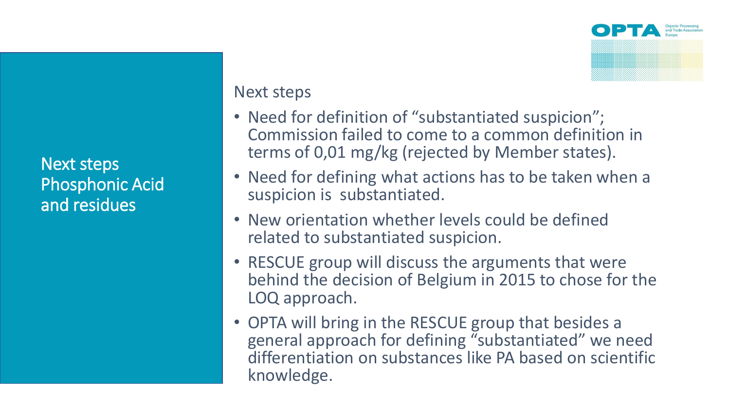# Next steps Phosphonic Acid and residues

Next steps

- Need for definition of "substantiated suspicion"; Commission failed to come to a common definition in terms of 0,01 mg/kg (rejected by Member states).
- Need for defining what actions has to be taken when a suspicion is substantiated.
- New orientation whether levels could be defined related to substantiated suspicion.
- RESCUE group will discuss the arguments that were behind the decision of Belgium in 2015 to chose for the LOQ approach.
- OPTA will bring in the RESCUE group that besides a general approach for defining "substantiated" we need differentiation on substances like PA based on scientific knowledge.